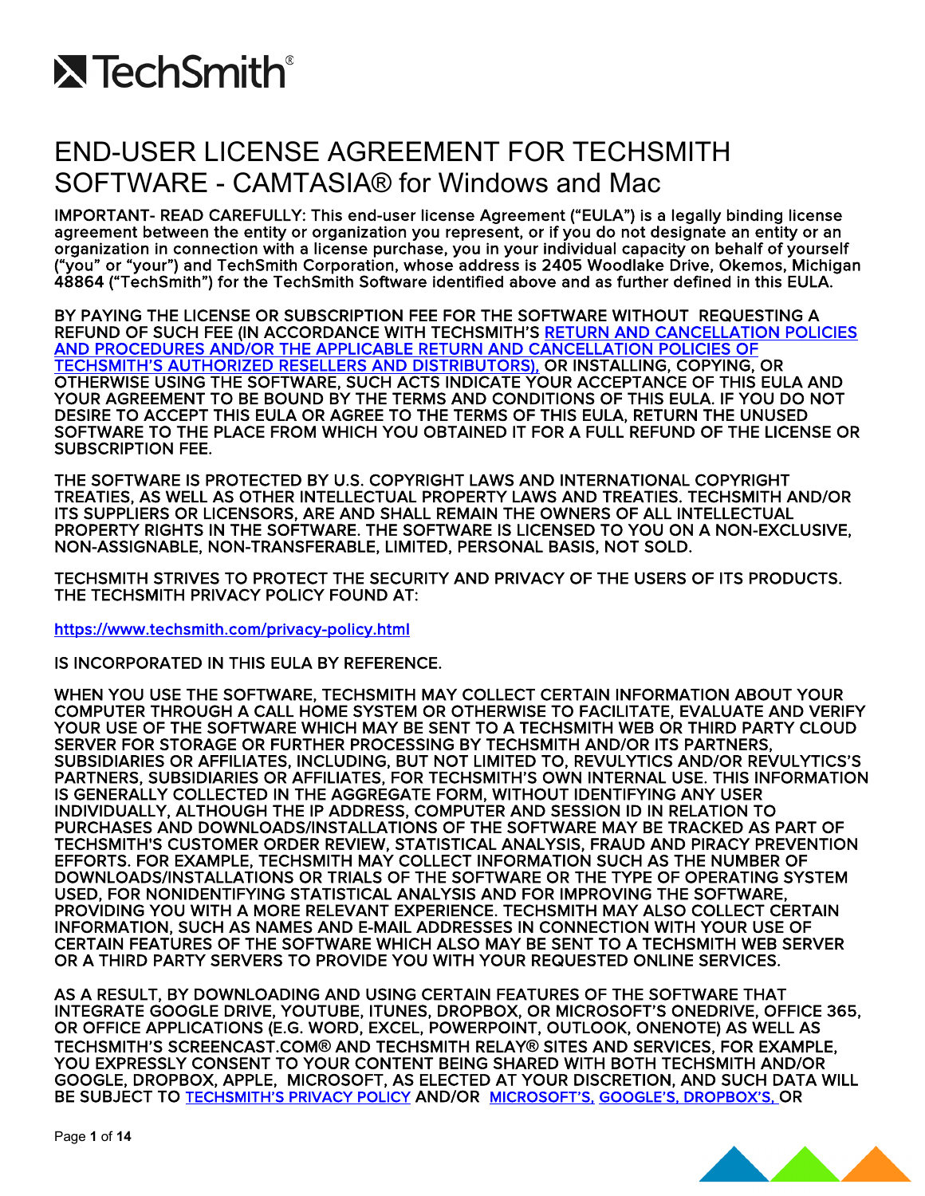TechSmith®

# END-USER LICENSE AGREEMENT FOR TECHSMITH SOFTWARE - CAMTASIA® for Windows and Mac

IMPORTANT- READ CAREFULLY: This end-user license Agreement ("EULA") is a legally binding license agreement between the entity or organization you represent, or if you do not designate an entity or an organization in connection with a license purchase, you in your individual capacity on behalf of yourself ("you" or "your") and TechSmith Corporation, whose address is 2405 Woodlake Drive, Okemos, Michigan 48864 ("TechSmith") for the TechSmith Software identified above and as further defined in this EULA.

BY PAYING THE LICENSE OR SUBSCRIPTION FEE FOR THE SOFTWARE WITHOUT REQUESTING A REFUND OF SUCH FEE (IN ACCORDANCE WITH TECHSMITH'S RETURN AND CANCELLATION POLICIES AND PROCEDURES AND/OR THE APPLICABLE RETURN AND CANCELLATION POLICIES OF TECHSMITH'S AUTHORIZED RESELLERS AND DISTRIBUTORS), OR INSTALLING, COPYING, OR OTHERWISE USING THE SOFTWARE, SUCH ACTS INDICATE YOUR ACCEPTANCE OF THIS EULA AND YOUR AGREEMENT TO BE BOUND BY THE TERMS AND CONDITIONS OF THIS EULA. IF YOU DO NOT DESIRE TO ACCEPT THIS EULA OR AGREE TO THE TERMS OF THIS EULA, RETURN THE UNUSED SOFTWARE TO THE PLACE FROM WHICH YOU OBTAINED IT FOR A FULL REFUND OF THE LICENSE OR SUBSCRIPTION FEE.

THE SOFTWARE IS PROTECTED BY U.S. COPYRIGHT LAWS AND INTERNATIONAL COPYRIGHT TREATIES, AS WELL AS OTHER INTELLECTUAL PROPERTY LAWS AND TREATIES. TECHSMITH AND/OR ITS SUPPLIERS OR LICENSORS, ARE AND SHALL REMAIN THE OWNERS OF ALL INTELLECTUAL PROPERTY RIGHTS IN THE SOFTWARE. THE SOFTWARE IS LICENSED TO YOU ON A NON-EXCLUSIVE, NON-ASSIGNABLE, NON-TRANSFERABLE, LIMITED, PERSONAL BASIS, NOT SOLD.

TECHSMITH STRIVES TO PROTECT THE SECURITY AND PRIVACY OF THE USERS OF ITS PRODUCTS. THE TECHSMITH PRIVACY POLICY FOUND AT:

https://www.techsmith.com/privacy-policy.html

IS INCORPORATED IN THIS EULA BY REFERENCE.

WHEN YOU USE THE SOFTWARE, TECHSMITH MAY COLLECT CERTAIN INFORMATION ABOUT YOUR COMPUTER THROUGH A CALL HOME SYSTEM OR OTHERWISE TO FACILITATE, EVALUATE AND VERIFY YOUR USE OF THE SOFTWARE WHICH MAY BE SENT TO A TECHSMITH WEB OR THIRD PARTY CLOUD SERVER FOR STORAGE OR FURTHER PROCESSING BY TECHSMITH AND/OR ITS PARTNERS, SUBSIDIARIES OR AFFILIATES, INCLUDING, BUT NOT LIMITED TO, REVULYTICS AND/OR REVULYTICS'S PARTNERS, SUBSIDIARIES OR AFFILIATES, FOR TECHSMITH'S OWN INTERNAL USE. THIS INFORMATION IS GENERALLY COLLECTED IN THE AGGREGATE FORM, WITHOUT IDENTIFYING ANY USER INDIVIDUALLY, ALTHOUGH THE IP ADDRESS, COMPUTER AND SESSION ID IN RELATION TO PURCHASES AND DOWNLOADS/INSTALLATIONS OF THE SOFTWARE MAY BE TRACKED AS PART OF TECHSMITH'S CUSTOMER ORDER REVIEW, STATISTICAL ANALYSIS, FRAUD AND PIRACY PREVENTION EFFORTS. FOR EXAMPLE, TECHSMITH MAY COLLECT INFORMATION SUCH AS THE NUMBER OF DOWNLOADS/INSTALLATIONS OR TRIALS OF THE SOFTWARE OR THE TYPE OF OPERATING SYSTEM USED, FOR NONIDENTIFYING STATISTICAL ANALYSIS AND FOR IMPROVING THE SOFTWARE, PROVIDING YOU WITH A MORE RELEVANT EXPERIENCE. TECHSMITH MAY ALSO COLLECT CERTAIN INFORMATION, SUCH AS NAMES AND E-MAIL ADDRESSES IN CONNECTION WITH YOUR USE OF CERTAIN FEATURES OF THE SOFTWARE WHICH ALSO MAY BE SENT TO A TECHSMITH WEB SERVER OR A THIRD PARTY SERVERS TO PROVIDE YOU WITH YOUR REQUESTED ONLINE SERVICES.

AS A RESULT, BY DOWNLOADING AND USING CERTAIN FEATURES OF THE SOFTWARE THAT INTEGRATE GOOGLE DRIVE, YOUTUBE, ITUNES, DROPBOX, OR MICROSOFT'S ONEDRIVE, OFFICE 365, OR OFFICE APPLICATIONS (E.G. WORD, EXCEL, POWERPOINT, OUTLOOK, ONENOTE) AS WELL AS TECHSMITH'S SCREENCAST.COM® AND TECHSMITH RELAY® SITES AND SERVICES, FOR EXAMPLE, YOU EXPRESSLY CONSENT TO YOUR CONTENT BEING SHARED WITH BOTH TECHSMITH AND/OR GOOGLE, DROPBOX, APPLE, MICROSOFT, AS ELECTED AT YOUR DISCRETION, AND SUCH DATA WILL BE SUBJECT TO TECHSMITH'S PRIVACY POLICY AND/OR MICROSOFT'S, GOOGLE'S, DROPBOX'S, OR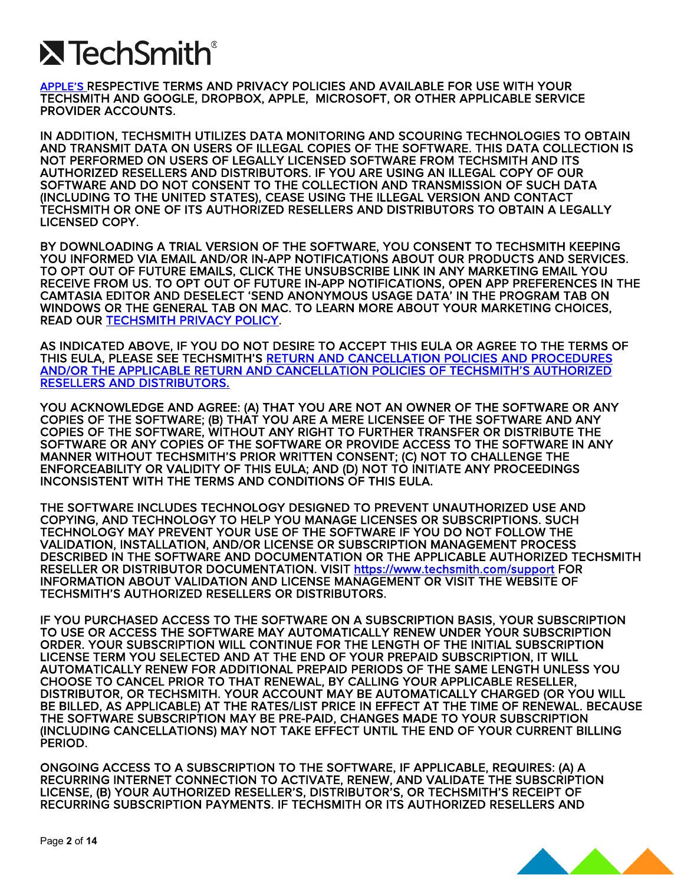APPLE'S RESPECTIVE TERMS AND PRIVACY POLICIES AND AVAILABLE FOR USE WITH YOUR TECHSMITH AND GOOGLE, DROPBOX, APPLE, MICROSOFT, OR OTHER APPLICABLE SERVICE PROVIDER ACCOUNTS.

IN ADDITION, TECHSMITH UTILIZES DATA MONITORING AND SCOURING TECHNOLOGIES TO OBTAIN AND TRANSMIT DATA ON USERS OF ILLEGAL COPIES OF THE SOFTWARE. THIS DATA COLLECTION IS NOT PERFORMED ON USERS OF LEGALLY LICENSED SOFTWARE FROM TECHSMITH AND ITS AUTHORIZED RESELLERS AND DISTRIBUTORS. IF YOU ARE USING AN ILLEGAL COPY OF OUR SOFTWARE AND DO NOT CONSENT TO THE COLLECTION AND TRANSMISSION OF SUCH DATA (INCLUDING TO THE UNITED STATES), CEASE USING THE ILLEGAL VERSION AND CONTACT TECHSMITH OR ONE OF ITS AUTHORIZED RESELLERS AND DISTRIBUTORS TO OBTAIN A LEGALLY LICENSED COPY.

BY DOWNLOADING A TRIAL VERSION OF THE SOFTWARE, YOU CONSENT TO TECHSMITH KEEPING YOU INFORMED VIA EMAIL AND/OR IN-APP NOTIFICATIONS ABOUT OUR PRODUCTS AND SERVICES. TO OPT OUT OF FUTURE EMAILS, CLICK THE UNSUBSCRIBE LINK IN ANY MARKETING EMAIL YOU RECEIVE FROM US. TO OPT OUT OF FUTURE IN-APP NOTIFICATIONS, OPEN APP PREFERENCES IN THE CAMTASIA EDITOR AND DESELECT 'SEND ANONYMOUS USAGE DATA' IN THE PROGRAM TAB ON WINDOWS OR THE GENERAL TAB ON MAC. TO LEARN MORE ABOUT YOUR MARKETING CHOICES, READ OUR TECHSMITH PRIVACY POLICY.

AS INDICATED ABOVE, IF YOU DO NOT DESIRE TO ACCEPT THIS EULA OR AGREE TO THE TERMS OF THIS EULA, PLEASE SEE TECHSMITH'S RETURN AND CANCELLATION POLICIES AND PROCEDURES AND/OR THE APPLICABLE RETURN AND CANCELLATION POLICIES OF TECHSMITH'S AUTHORIZED RESELLERS AND DISTRIBUTORS.

YOU ACKNOWLEDGE AND AGREE: (A) THAT YOU ARE NOT AN OWNER OF THE SOFTWARE OR ANY COPIES OF THE SOFTWARE; (B) THAT YOU ARE A MERE LICENSEE OF THE SOFTWARE AND ANY COPIES OF THE SOFTWARE, WITHOUT ANY RIGHT TO FURTHER TRANSFER OR DISTRIBUTE THE SOFTWARE OR ANY COPIES OF THE SOFTWARE OR PROVIDE ACCESS TO THE SOFTWARE IN ANY MANNER WITHOUT TECHSMITH'S PRIOR WRITTEN CONSENT; (C) NOT TO CHALLENGE THE ENFORCEABILITY OR VALIDITY OF THIS EULA; AND (D) NOT TO INITIATE ANY PROCEEDINGS INCONSISTENT WITH THE TERMS AND CONDITIONS OF THIS EULA.

THE SOFTWARE INCLUDES TECHNOLOGY DESIGNED TO PREVENT UNAUTHORIZED USE AND COPYING, AND TECHNOLOGY TO HELP YOU MANAGE LICENSES OR SUBSCRIPTIONS. SUCH TECHNOLOGY MAY PREVENT YOUR USE OF THE SOFTWARE IF YOU DO NOT FOLLOW THE VALIDATION, INSTALLATION, AND/OR LICENSE OR SUBSCRIPTION MANAGEMENT PROCESS DESCRIBED IN THE SOFTWARE AND DOCUMENTATION OR THE APPLICABLE AUTHORIZED TECHSMITH RESELLER OR DISTRIBUTOR DOCUMENTATION. VISIT https://www.techsmith.com/support FOR INFORMATION ABOUT VALIDATION AND LICENSE MANAGEMENT OR VISIT THE WEBSITE OF TECHSMITH'S AUTHORIZED RESELLERS OR DISTRIBUTORS.

IF YOU PURCHASED ACCESS TO THE SOFTWARE ON A SUBSCRIPTION BASIS, YOUR SUBSCRIPTION TO USE OR ACCESS THE SOFTWARE MAY AUTOMATICALLY RENEW UNDER YOUR SUBSCRIPTION ORDER. YOUR SUBSCRIPTION WILL CONTINUE FOR THE LENGTH OF THE INITIAL SUBSCRIPTION LICENSE TERM YOU SELECTED AND AT THE END OF YOUR PREPAID SUBSCRIPTION, IT WILL AUTOMATICALLY RENEW FOR ADDITIONAL PREPAID PERIODS OF THE SAME LENGTH UNLESS YOU CHOOSE TO CANCEL PRIOR TO THAT RENEWAL, BY CALLING YOUR APPLICABLE RESELLER, DISTRIBUTOR, OR TECHSMITH. YOUR ACCOUNT MAY BE AUTOMATICALLY CHARGED (OR YOU WILL BE BILLED, AS APPLICABLE) AT THE RATES/LIST PRICE IN EFFECT AT THE TIME OF RENEWAL. BECAUSE THE SOFTWARE SUBSCRIPTION MAY BE PRE-PAID, CHANGES MADE TO YOUR SUBSCRIPTION (INCLUDING CANCELLATIONS) MAY NOT TAKE EFFECT UNTIL THE END OF YOUR CURRENT BILLING PERIOD.

ONGOING ACCESS TO A SUBSCRIPTION TO THE SOFTWARE, IF APPLICABLE, REQUIRES: (A) A RECURRING INTERNET CONNECTION TO ACTIVATE, RENEW, AND VALIDATE THE SUBSCRIPTION LICENSE, (B) YOUR AUTHORIZED RESELLER'S, DISTRIBUTOR'S, OR TECHSMITH'S RECEIPT OF RECURRING SUBSCRIPTION PAYMENTS. IF TECHSMITH OR ITS AUTHORIZED RESELLERS AND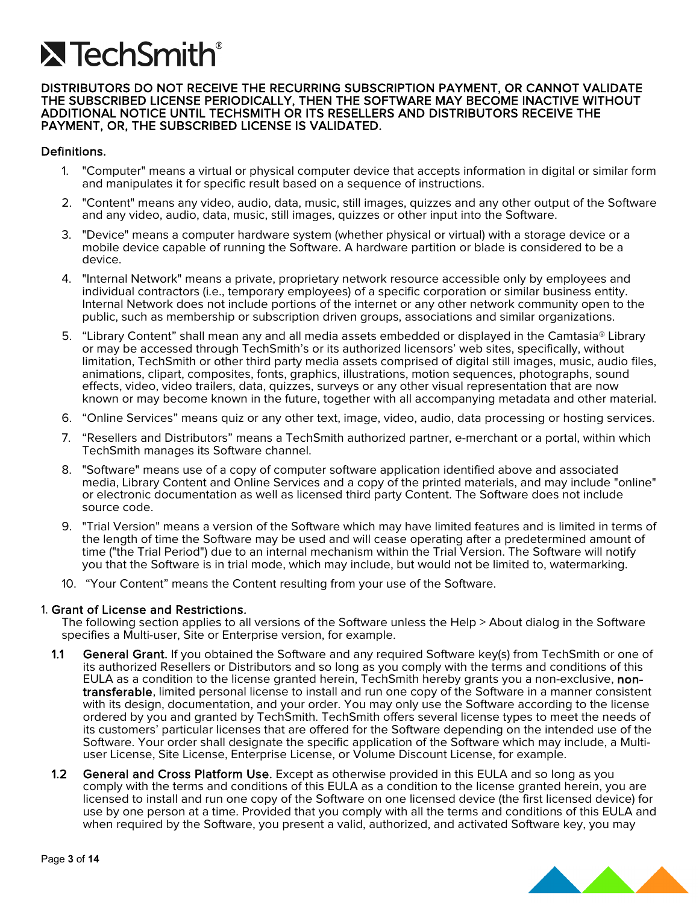**DISTRIBUTORS DO NOT RECEIVE THE RECURRING SUBSCRIPTION PAYMENT, OR CANNOT VALIDATE THE SUBSCRIBED LICENSE PERIODICALLY, THEN THE SOFTWARE MAY BECOME INACTIVE WITHOUT ADDITIONAL NOTICE UNTIL TECHSMITH OR ITS RESELLERS AND DISTRIBUTORS RECEIVE THE PAYMENT, OR, THE SUBSCRIBED LICENSE IS VALIDATED.**

**Definitions.**

1. "Computer" means a virtual or physical computer device that accepts information in digital or similar form and manipulates it for specific result based on a sequence of instructions.
2. "Content" means any video, audio, data, music, still images, quizzes and any other output of the Software and any video, audio, data, music, still images, quizzes or other input into the Software.
3. "Device" means a computer hardware system (whether physical or virtual) with a storage device or a mobile device capable of running the Software. A hardware partition or blade is considered to be a device.
4. "Internal Network" means a private, proprietary network resource accessible only by employees and individual contractors (i.e., temporary employees) of a specific corporation or similar business entity. Internal Network does not include portions of the internet or any other network community open to the public, such as membership or subscription driven groups, associations and similar organizations.
5. "Library Content" shall mean any and all media assets embedded or displayed in the Camtasia® Library or may be accessed through TechSmith's or its authorized licensors' web sites, specifically, without limitation, TechSmith or other third party media assets comprised of digital still images, music, audio files, animations, clipart, composites, fonts, graphics, illustrations, motion sequences, photographs, sound effects, video, video trailers, data, quizzes, surveys or any other visual representation that are now known or may become known in the future, together with all accompanying metadata and other material.
6. "Online Services" means quiz or any other text, image, video, audio, data processing or hosting services.
7. "Resellers and Distributors" means a TechSmith authorized partner, e-merchant or a portal, within which TechSmith manages its Software channel.
8. "Software" means use of a copy of computer software application identified above and associated media, Library Content and Online Services and a copy of the printed materials, and may include "online" or electronic documentation as well as licensed third party Content. The Software does not include source code.
9. "Trial Version" means a version of the Software which may have limited features and is limited in terms of the length of time the Software may be used and will cease operating after a predetermined amount of time ("the Trial Period") due to an internal mechanism within the Trial Version. The Software will notify you that the Software is in trial mode, which may include, but would not be limited to, watermarking.
10. "Your Content" means the Content resulting from your use of the Software.

## 1. Grant of License and Restrictions.

The following section applies to all versions of the Software unless the Help > About dialog in the Software specifies a Multi-user, Site or Enterprise version, for example.

**1.1 General Grant.** If you obtained the Software and any required Software key(s) from TechSmith or one of its authorized Resellers or Distributors and so long as you comply with the terms and conditions of this EULA as a condition to the license granted herein, TechSmith hereby grants you a non-exclusive, **non-transferable**, limited personal license to install and run one copy of the Software in a manner consistent with its design, documentation, and your order. You may only use the Software according to the license ordered by you and granted by TechSmith. TechSmith offers several license types to meet the needs of its customers' particular licenses that are offered for the Software depending on the intended use of the Software. Your order shall designate the specific application of the Software which may include, a Multi-user License, Site License, Enterprise License, or Volume Discount License, for example.

**1.2 General and Cross Platform Use.** Except as otherwise provided in this EULA and so long as you comply with the terms and conditions of this EULA as a condition to the license granted herein, you are licensed to install and run one copy of the Software on one licensed device (the first licensed device) for use by one person at a time. Provided that you comply with all the terms and conditions of this EULA and when required by the Software, you present a valid, authorized, and activated Software key, you may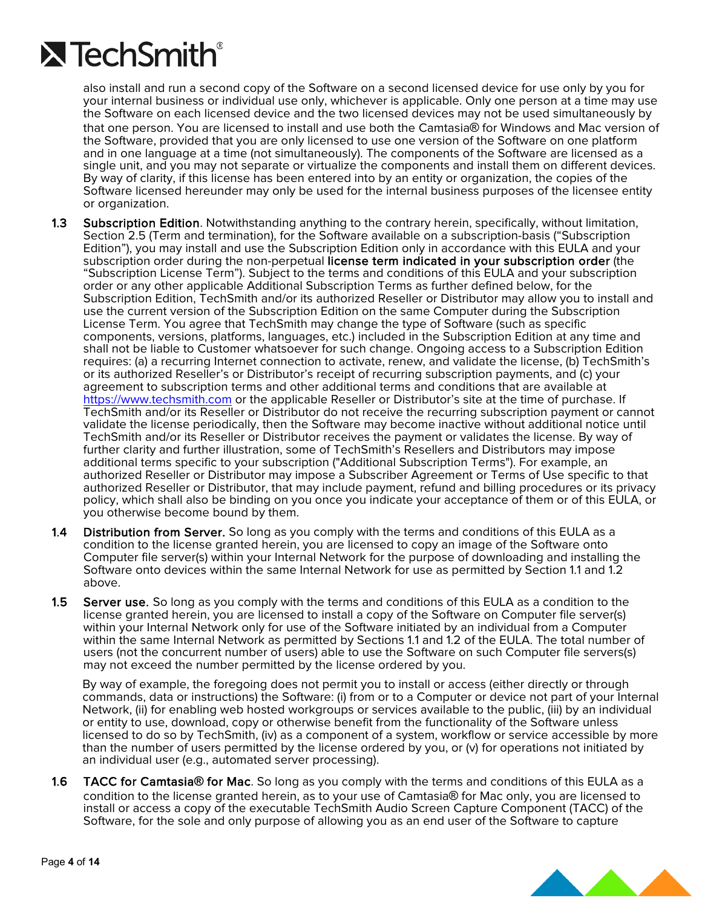also install and run a second copy of the Software on a second licensed device for use only by you for your internal business or individual use only, whichever is applicable. Only one person at a time may use the Software on each licensed device and the two licensed devices may not be used simultaneously by that one person. You are licensed to install and use both the Camtasia® for Windows and Mac version of the Software, provided that you are only licensed to use one version of the Software on one platform and in one language at a time (not simultaneously). The components of the Software are licensed as a single unit, and you may not separate or virtualize the components and install them on different devices. By way of clarity, if this license has been entered into by an entity or organization, the copies of the Software licensed hereunder may only be used for the internal business purposes of the licensee entity or organization.

**1.3 Subscription Edition**. Notwithstanding anything to the contrary herein, specifically, without limitation, Section 2.5 (Term and termination), for the Software available on a subscription-basis ("Subscription Edition"), you may install and use the Subscription Edition only in accordance with this EULA and your subscription order during the non-perpetual **license term indicated in your subscription order** (the "Subscription License Term"). Subject to the terms and conditions of this EULA and your subscription order or any other applicable Additional Subscription Terms as further defined below, for the Subscription Edition, TechSmith and/or its authorized Reseller or Distributor may allow you to install and use the current version of the Subscription Edition on the same Computer during the Subscription License Term. You agree that TechSmith may change the type of Software (such as specific components, versions, platforms, languages, etc.) included in the Subscription Edition at any time and shall not be liable to Customer whatsoever for such change. Ongoing access to a Subscription Edition requires: (a) a recurring Internet connection to activate, renew, and validate the license, (b) TechSmith's or its authorized Reseller's or Distributor's receipt of recurring subscription payments, and (c) your agreement to subscription terms and other additional terms and conditions that are available at https://www.techsmith.com or the applicable Reseller or Distributor's site at the time of purchase. If TechSmith and/or its Reseller or Distributor do not receive the recurring subscription payment or cannot validate the license periodically, then the Software may become inactive without additional notice until TechSmith and/or its Reseller or Distributor receives the payment or validates the license. By way of further clarity and further illustration, some of TechSmith's Resellers and Distributors may impose additional terms specific to your subscription ("Additional Subscription Terms"). For example, an authorized Reseller or Distributor may impose a Subscriber Agreement or Terms of Use specific to that authorized Reseller or Distributor, that may include payment, refund and billing procedures or its privacy policy, which shall also be binding on you once you indicate your acceptance of them or of this EULA, or you otherwise become bound by them.

**1.4 Distribution from Server.** So long as you comply with the terms and conditions of this EULA as a condition to the license granted herein, you are licensed to copy an image of the Software onto Computer file server(s) within your Internal Network for the purpose of downloading and installing the Software onto devices within the same Internal Network for use as permitted by Section 1.1 and 1.2 above.

**1.5 Server use.** So long as you comply with the terms and conditions of this EULA as a condition to the license granted herein, you are licensed to install a copy of the Software on Computer file server(s) within your Internal Network only for use of the Software initiated by an individual from a Computer within the same Internal Network as permitted by Sections 1.1 and 1.2 of the EULA. The total number of users (not the concurrent number of users) able to use the Software on such Computer file servers(s) may not exceed the number permitted by the license ordered by you.

By way of example, the foregoing does not permit you to install or access (either directly or through commands, data or instructions) the Software: (i) from or to a Computer or device not part of your Internal Network, (ii) for enabling web hosted workgroups or services available to the public, (iii) by an individual or entity to use, download, copy or otherwise benefit from the functionality of the Software unless licensed to do so by TechSmith, (iv) as a component of a system, workflow or service accessible by more than the number of users permitted by the license ordered by you, or (v) for operations not initiated by an individual user (e.g., automated server processing).

**1.6 TACC for Camtasia® for Mac**. So long as you comply with the terms and conditions of this EULA as a condition to the license granted herein, as to your use of Camtasia® for Mac only, you are licensed to install or access a copy of the executable TechSmith Audio Screen Capture Component (TACC) of the Software, for the sole and only purpose of allowing you as an end user of the Software to capture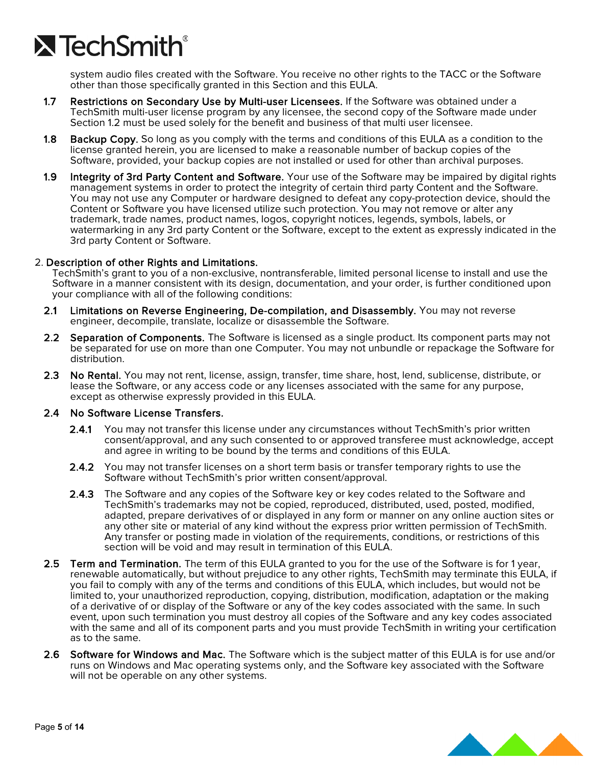system audio files created with the Software. You receive no other rights to the TACC or the Software other than those specifically granted in this Section and this EULA.

**1.7 Restrictions on Secondary Use by Multi-user Licensees.** If the Software was obtained under a TechSmith multi-user license program by any licensee, the second copy of the Software made under Section 1.2 must be used solely for the benefit and business of that multi user licensee.

**1.8 Backup Copy.** So long as you comply with the terms and conditions of this EULA as a condition to the license granted herein, you are licensed to make a reasonable number of backup copies of the Software, provided, your backup copies are not installed or used for other than archival purposes.

**1.9 Integrity of 3rd Party Content and Software.** Your use of the Software may be impaired by digital rights management systems in order to protect the integrity of certain third party Content and the Software. You may not use any Computer or hardware designed to defeat any copy-protection device, should the Content or Software you have licensed utilize such protection. You may not remove or alter any trademark, trade names, product names, logos, copyright notices, legends, symbols, labels, or watermarking in any 3rd party Content or the Software, except to the extent as expressly indicated in the 3rd party Content or Software.

## 2. Description of other Rights and Limitations.

TechSmith's grant to you of a non-exclusive, nontransferable, limited personal license to install and use the Software in a manner consistent with its design, documentation, and your order, is further conditioned upon your compliance with all of the following conditions:

**2.1 Limitations on Reverse Engineering, De-compilation, and Disassembly.** You may not reverse engineer, decompile, translate, localize or disassemble the Software.

**2.2 Separation of Components.** The Software is licensed as a single product. Its component parts may not be separated for use on more than one Computer. You may not unbundle or repackage the Software for distribution.

**2.3 No Rental.** You may not rent, license, assign, transfer, time share, host, lend, sublicense, distribute, or lease the Software, or any access code or any licenses associated with the same for any purpose, except as otherwise expressly provided in this EULA.

**2.4 No Software License Transfers.**

**2.4.1** You may not transfer this license under any circumstances without TechSmith's prior written consent/approval, and any such consented to or approved transferee must acknowledge, accept and agree in writing to be bound by the terms and conditions of this EULA.

**2.4.2** You may not transfer licenses on a short term basis or transfer temporary rights to use the Software without TechSmith's prior written consent/approval.

**2.4.3** The Software and any copies of the Software key or key codes related to the Software and TechSmith's trademarks may not be copied, reproduced, distributed, used, posted, modified, adapted, prepare derivatives of or displayed in any form or manner on any online auction sites or any other site or material of any kind without the express prior written permission of TechSmith. Any transfer or posting made in violation of the requirements, conditions, or restrictions of this section will be void and may result in termination of this EULA.

**2.5 Term and Termination.** The term of this EULA granted to you for the use of the Software is for 1 year, renewable automatically, but without prejudice to any other rights, TechSmith may terminate this EULA, if you fail to comply with any of the terms and conditions of this EULA, which includes, but would not be limited to, your unauthorized reproduction, copying, distribution, modification, adaptation or the making of a derivative of or display of the Software or any of the key codes associated with the same. In such event, upon such termination you must destroy all copies of the Software and any key codes associated with the same and all of its component parts and you must provide TechSmith in writing your certification as to the same.

**2.6 Software for Windows and Mac.** The Software which is the subject matter of this EULA is for use and/or runs on Windows and Mac operating systems only, and the Software key associated with the Software will not be operable on any other systems.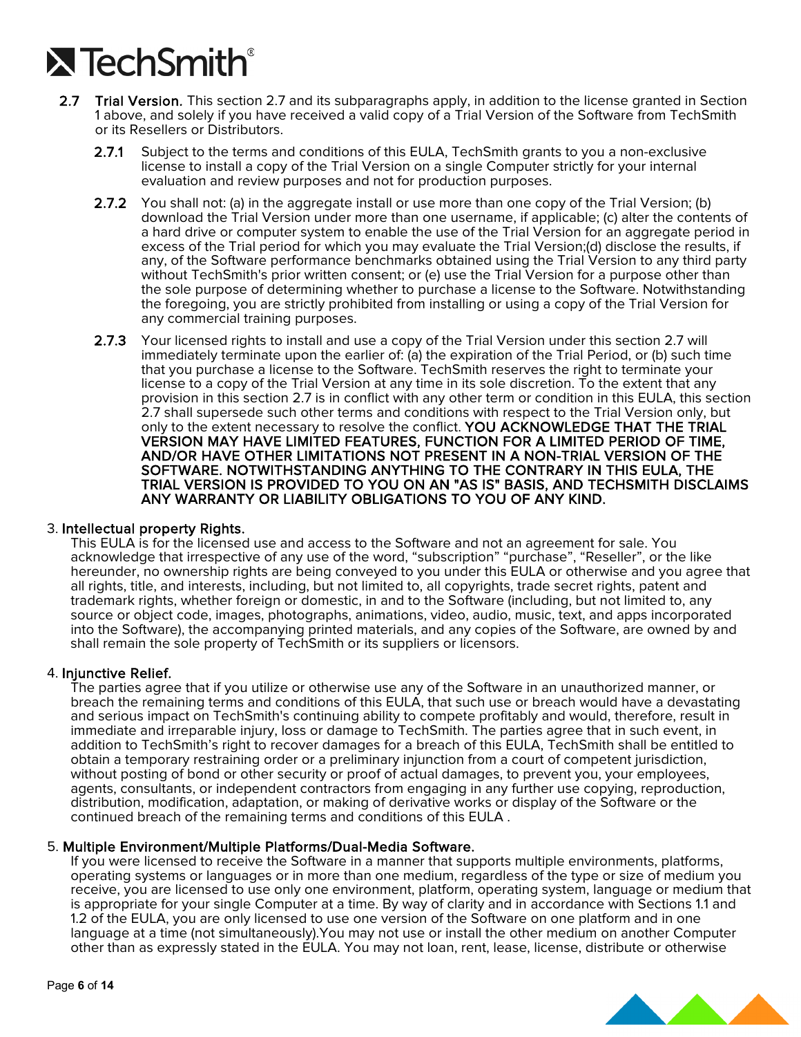**2.7 Trial Version.** This section 2.7 and its subparagraphs apply, in addition to the license granted in Section 1 above, and solely if you have received a valid copy of a Trial Version of the Software from TechSmith or its Resellers or Distributors.

**2.7.1** Subject to the terms and conditions of this EULA, TechSmith grants to you a non-exclusive license to install a copy of the Trial Version on a single Computer strictly for your internal evaluation and review purposes and not for production purposes.

**2.7.2** You shall not: (a) in the aggregate install or use more than one copy of the Trial Version; (b) download the Trial Version under more than one username, if applicable; (c) alter the contents of a hard drive or computer system to enable the use of the Trial Version for an aggregate period in excess of the Trial period for which you may evaluate the Trial Version;(d) disclose the results, if any, of the Software performance benchmarks obtained using the Trial Version to any third party without TechSmith's prior written consent; or (e) use the Trial Version for a purpose other than the sole purpose of determining whether to purchase a license to the Software. Notwithstanding the foregoing, you are strictly prohibited from installing or using a copy of the Trial Version for any commercial training purposes.

**2.7.3** Your licensed rights to install and use a copy of the Trial Version under this section 2.7 will immediately terminate upon the earlier of: (a) the expiration of the Trial Period, or (b) such time that you purchase a license to the Software. TechSmith reserves the right to terminate your license to a copy of the Trial Version at any time in its sole discretion. To the extent that any provision in this section 2.7 is in conflict with any other term or condition in this EULA, this section 2.7 shall supersede such other terms and conditions with respect to the Trial Version only, but only to the extent necessary to resolve the conflict. **YOU ACKNOWLEDGE THAT THE TRIAL VERSION MAY HAVE LIMITED FEATURES, FUNCTION FOR A LIMITED PERIOD OF TIME, AND/OR HAVE OTHER LIMITATIONS NOT PRESENT IN A NON-TRIAL VERSION OF THE SOFTWARE. NOTWITHSTANDING ANYTHING TO THE CONTRARY IN THIS EULA, THE TRIAL VERSION IS PROVIDED TO YOU ON AN "AS IS" BASIS, AND TECHSMITH DISCLAIMS ANY WARRANTY OR LIABILITY OBLIGATIONS TO YOU OF ANY KIND.**

3. **Intellectual property Rights.**
This EULA is for the licensed use and access to the Software and not an agreement for sale. You acknowledge that irrespective of any use of the word, “subscription” “purchase”, “Reseller”, or the like hereunder, no ownership rights are being conveyed to you under this EULA or otherwise and you agree that all rights, title, and interests, including, but not limited to, all copyrights, trade secret rights, patent and trademark rights, whether foreign or domestic, in and to the Software (including, but not limited to, any source or object code, images, photographs, animations, video, audio, music, text, and apps incorporated into the Software), the accompanying printed materials, and any copies of the Software, are owned by and shall remain the sole property of TechSmith or its suppliers or licensors.

4. **Injunctive Relief.**
The parties agree that if you utilize or otherwise use any of the Software in an unauthorized manner, or breach the remaining terms and conditions of this EULA, that such use or breach would have a devastating and serious impact on TechSmith's continuing ability to compete profitably and would, therefore, result in immediate and irreparable injury, loss or damage to TechSmith. The parties agree that in such event, in addition to TechSmith’s right to recover damages for a breach of this EULA, TechSmith shall be entitled to obtain a temporary restraining order or a preliminary injunction from a court of competent jurisdiction, without posting of bond or other security or proof of actual damages, to prevent you, your employees, agents, consultants, or independent contractors from engaging in any further use copying, reproduction, distribution, modification, adaptation, or making of derivative works or display of the Software or the continued breach of the remaining terms and conditions of this EULA .

5. **Multiple Environment/Multiple Platforms/Dual-Media Software.**
If you were licensed to receive the Software in a manner that supports multiple environments, platforms, operating systems or languages or in more than one medium, regardless of the type or size of medium you receive, you are licensed to use only one environment, platform, operating system, language or medium that is appropriate for your single Computer at a time. By way of clarity and in accordance with Sections 1.1 and 1.2 of the EULA, you are only licensed to use one version of the Software on one platform and in one language at a time (not simultaneously).You may not use or install the other medium on another Computer other than as expressly stated in the EULA. You may not loan, rent, lease, license, distribute or otherwise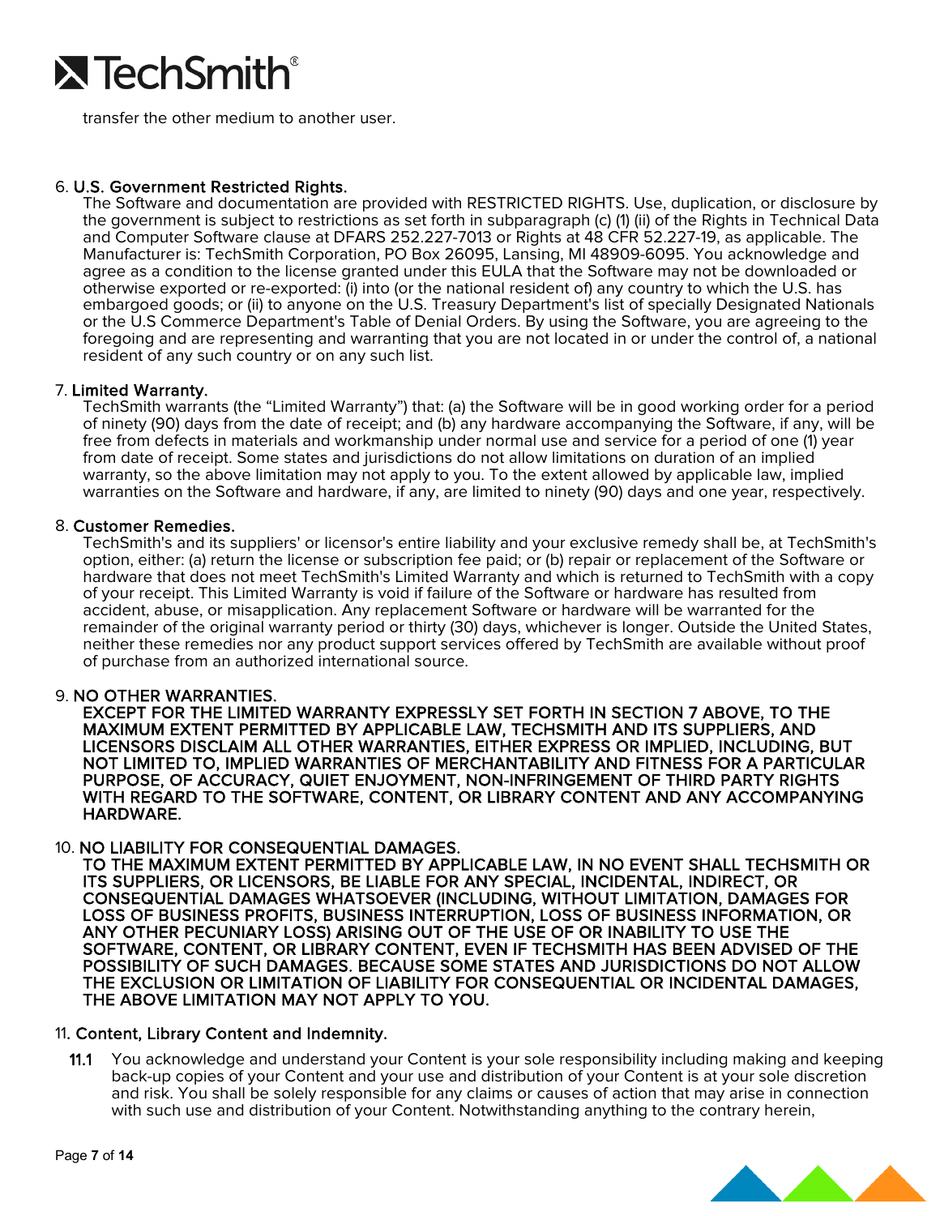transfer the other medium to another user.

6. **U.S. Government Restricted Rights.**
The Software and documentation are provided with RESTRICTED RIGHTS. Use, duplication, or disclosure by the government is subject to restrictions as set forth in subparagraph (c) (1) (ii) of the Rights in Technical Data and Computer Software clause at DFARS 252.227-7013 or Rights at 48 CFR 52.227-19, as applicable. The Manufacturer is: TechSmith Corporation, PO Box 26095, Lansing, MI 48909-6095. You acknowledge and agree as a condition to the license granted under this EULA that the Software may not be downloaded or otherwise exported or re-exported: (i) into (or the national resident of) any country to which the U.S. has embargoed goods; or (ii) to anyone on the U.S. Treasury Department's list of specially Designated Nationals or the U.S Commerce Department's Table of Denial Orders. By using the Software, you are agreeing to the foregoing and are representing and warranting that you are not located in or under the control of, a national resident of any such country or on any such list.

7. **Limited Warranty.**
TechSmith warrants (the "Limited Warranty") that: (a) the Software will be in good working order for a period of ninety (90) days from the date of receipt; and (b) any hardware accompanying the Software, if any, will be free from defects in materials and workmanship under normal use and service for a period of one (1) year from date of receipt. Some states and jurisdictions do not allow limitations on duration of an implied warranty, so the above limitation may not apply to you. To the extent allowed by applicable law, implied warranties on the Software and hardware, if any, are limited to ninety (90) days and one year, respectively.

8. **Customer Remedies.**
TechSmith's and its suppliers' or licensor's entire liability and your exclusive remedy shall be, at TechSmith's option, either: (a) return the license or subscription fee paid; or (b) repair or replacement of the Software or hardware that does not meet TechSmith's Limited Warranty and which is returned to TechSmith with a copy of your receipt. This Limited Warranty is void if failure of the Software or hardware has resulted from accident, abuse, or misapplication. Any replacement Software or hardware will be warranted for the remainder of the original warranty period or thirty (30) days, whichever is longer. Outside the United States, neither these remedies nor any product support services offered by TechSmith are available without proof of purchase from an authorized international source.

9. **NO OTHER WARRANTIES.**
**EXCEPT FOR THE LIMITED WARRANTY EXPRESSLY SET FORTH IN SECTION 7 ABOVE, TO THE MAXIMUM EXTENT PERMITTED BY APPLICABLE LAW, TECHSMITH AND ITS SUPPLIERS, AND LICENSORS DISCLAIM ALL OTHER WARRANTIES, EITHER EXPRESS OR IMPLIED, INCLUDING, BUT NOT LIMITED TO, IMPLIED WARRANTIES OF MERCHANTABILITY AND FITNESS FOR A PARTICULAR PURPOSE, OF ACCURACY, QUIET ENJOYMENT, NON-INFRINGEMENT OF THIRD PARTY RIGHTS WITH REGARD TO THE SOFTWARE, CONTENT, OR LIBRARY CONTENT AND ANY ACCOMPANYING HARDWARE.**

10. **NO LIABILITY FOR CONSEQUENTIAL DAMAGES.**
**TO THE MAXIMUM EXTENT PERMITTED BY APPLICABLE LAW, IN NO EVENT SHALL TECHSMITH OR ITS SUPPLIERS, OR LICENSORS, BE LIABLE FOR ANY SPECIAL, INCIDENTAL, INDIRECT, OR CONSEQUENTIAL DAMAGES WHATSOEVER (INCLUDING, WITHOUT LIMITATION, DAMAGES FOR LOSS OF BUSINESS PROFITS, BUSINESS INTERRUPTION, LOSS OF BUSINESS INFORMATION, OR ANY OTHER PECUNIARY LOSS) ARISING OUT OF THE USE OF OR INABILITY TO USE THE SOFTWARE, CONTENT, OR LIBRARY CONTENT, EVEN IF TECHSMITH HAS BEEN ADVISED OF THE POSSIBILITY OF SUCH DAMAGES. BECAUSE SOME STATES AND JURISDICTIONS DO NOT ALLOW THE EXCLUSION OR LIMITATION OF LIABILITY FOR CONSEQUENTIAL OR INCIDENTAL DAMAGES, THE ABOVE LIMITATION MAY NOT APPLY TO YOU.**

11. **Content, Library Content and Indemnity.**

**11.1** You acknowledge and understand your Content is your sole responsibility including making and keeping back-up copies of your Content and your use and distribution of your Content is at your sole discretion and risk. You shall be solely responsible for any claims or causes of action that may arise in connection with such use and distribution of your Content. Notwithstanding anything to the contrary herein,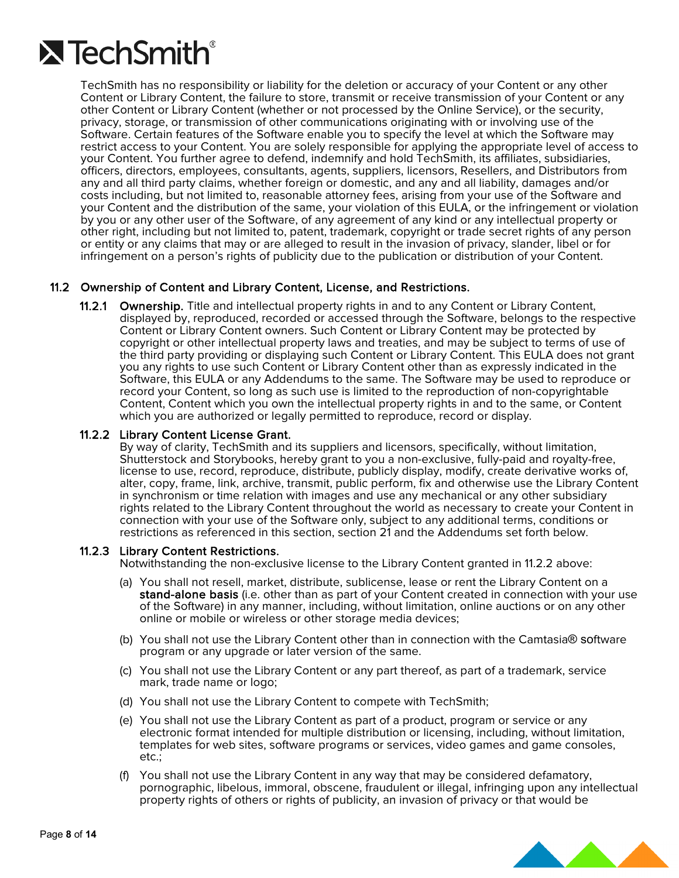TechSmith has no responsibility or liability for the deletion or accuracy of your Content or any other Content or Library Content, the failure to store, transmit or receive transmission of your Content or any other Content or Library Content (whether or not processed by the Online Service), or the security, privacy, storage, or transmission of other communications originating with or involving use of the Software. Certain features of the Software enable you to specify the level at which the Software may restrict access to your Content. You are solely responsible for applying the appropriate level of access to your Content. You further agree to defend, indemnify and hold TechSmith, its affiliates, subsidiaries, officers, directors, employees, consultants, agents, suppliers, licensors, Resellers, and Distributors from any and all third party claims, whether foreign or domestic, and any and all liability, damages and/or costs including, but not limited to, reasonable attorney fees, arising from your use of the Software and your Content and the distribution of the same, your violation of this EULA, or the infringement or violation by you or any other user of the Software, of any agreement of any kind or any intellectual property or other right, including but not limited to, patent, trademark, copyright or trade secret rights of any person or entity or any claims that may or are alleged to result in the invasion of privacy, slander, libel or for infringement on a person's rights of publicity due to the publication or distribution of your Content.

### 11.2 Ownership of Content and Library Content, License, and Restrictions.

**11.2.1 Ownership.** Title and intellectual property rights in and to any Content or Library Content, displayed by, reproduced, recorded or accessed through the Software, belongs to the respective Content or Library Content owners. Such Content or Library Content may be protected by copyright or other intellectual property laws and treaties, and may be subject to terms of use of the third party providing or displaying such Content or Library Content. This EULA does not grant you any rights to use such Content or Library Content other than as expressly indicated in the Software, this EULA or any Addendums to the same. The Software may be used to reproduce or record your Content, so long as such use is limited to the reproduction of non-copyrightable Content, Content which you own the intellectual property rights in and to the same, or Content which you are authorized or legally permitted to reproduce, record or display.

**11.2.2 Library Content License Grant.**

By way of clarity, TechSmith and its suppliers and licensors, specifically, without limitation, Shutterstock and Storybooks, hereby grant to you a non-exclusive, fully-paid and royalty-free, license to use, record, reproduce, distribute, publicly display, modify, create derivative works of, alter, copy, frame, link, archive, transmit, public perform, fix and otherwise use the Library Content in synchronism or time relation with images and use any mechanical or any other subsidiary rights related to the Library Content throughout the world as necessary to create your Content in connection with your use of the Software only, subject to any additional terms, conditions or restrictions as referenced in this section, section 21 and the Addendums set forth below.

**11.2.3 Library Content Restrictions.**

Notwithstanding the non-exclusive license to the Library Content granted in 11.2.2 above:

(a) You shall not resell, market, distribute, sublicense, lease or rent the Library Content on a **stand-alone basis** (i.e. other than as part of your Content created in connection with your use of the Software) in any manner, including, without limitation, online auctions or on any other online or mobile or wireless or other storage media devices;

(b) You shall not use the Library Content other than in connection with the Camtasia® software program or any upgrade or later version of the same.

(c) You shall not use the Library Content or any part thereof, as part of a trademark, service mark, trade name or logo;

(d) You shall not use the Library Content to compete with TechSmith;

(e) You shall not use the Library Content as part of a product, program or service or any electronic format intended for multiple distribution or licensing, including, without limitation, templates for web sites, software programs or services, video games and game consoles, etc.;

(f) You shall not use the Library Content in any way that may be considered defamatory, pornographic, libelous, immoral, obscene, fraudulent or illegal, infringing upon any intellectual property rights of others or rights of publicity, an invasion of privacy or that would be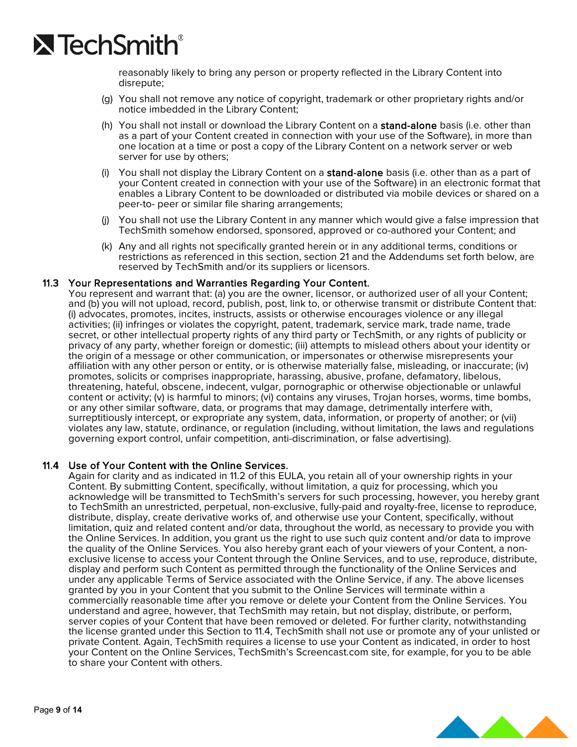reasonably likely to bring any person or property reflected in the Library Content into disrepute;

(g) You shall not remove any notice of copyright, trademark or other proprietary rights and/or notice imbedded in the Library Content;

(h) You shall not install or download the Library Content on a **stand-alone** basis (i.e. other than as a part of your Content created in connection with your use of the Software), in more than one location at a time or post a copy of the Library Content on a network server or web server for use by others;

(i) You shall not display the Library Content on a **stand-alone** basis (i.e. other than as a part of your Content created in connection with your use of the Software) in an electronic format that enables a Library Content to be downloaded or distributed via mobile devices or shared on a peer-to- peer or similar file sharing arrangements;

(j) You shall not use the Library Content in any manner which would give a false impression that TechSmith somehow endorsed, sponsored, approved or co-authored your Content; and

(k) Any and all rights not specifically granted herein or in any additional terms, conditions or restrictions as referenced in this section, section 21 and the Addendums set forth below, are reserved by TechSmith and/or its suppliers or licensors.

### 11.3 Your Representations and Warranties Regarding Your Content.

You represent and warrant that: (a) you are the owner, licensor, or authorized user of all your Content; and (b) you will not upload, record, publish, post, link to, or otherwise transmit or distribute Content that: (i) advocates, promotes, incites, instructs, assists or otherwise encourages violence or any illegal activities; (ii) infringes or violates the copyright, patent, trademark, service mark, trade name, trade secret, or other intellectual property rights of any third party or TechSmith, or any rights of publicity or privacy of any party, whether foreign or domestic; (iii) attempts to mislead others about your identity or the origin of a message or other communication, or impersonates or otherwise misrepresents your affiliation with any other person or entity, or is otherwise materially false, misleading, or inaccurate; (iv) promotes, solicits or comprises inappropriate, harassing, abusive, profane, defamatory, libelous, threatening, hateful, obscene, indecent, vulgar, pornographic or otherwise objectionable or unlawful content or activity; (v) is harmful to minors; (vi) contains any viruses, Trojan horses, worms, time bombs, or any other similar software, data, or programs that may damage, detrimentally interfere with, surreptitiously intercept, or expropriate any system, data, information, or property of another; or (vii) violates any law, statute, ordinance, or regulation (including, without limitation, the laws and regulations governing export control, unfair competition, anti-discrimination, or false advertising).

### 11.4 Use of Your Content with the Online Services.

Again for clarity and as indicated in 11.2 of this EULA, you retain all of your ownership rights in your Content. By submitting Content, specifically, without limitation, a quiz for processing, which you acknowledge will be transmitted to TechSmith's servers for such processing, however, you hereby grant to TechSmith an unrestricted, perpetual, non-exclusive, fully-paid and royalty-free, license to reproduce, distribute, display, create derivative works of, and otherwise use your Content, specifically, without limitation, quiz and related content and/or data, throughout the world, as necessary to provide you with the Online Services. In addition, you grant us the right to use such quiz content and/or data to improve the quality of the Online Services. You also hereby grant each of your viewers of your Content, a non-exclusive license to access your Content through the Online Services, and to use, reproduce, distribute, display and perform such Content as permitted through the functionality of the Online Services and under any applicable Terms of Service associated with the Online Service, if any. The above licenses granted by you in your Content that you submit to the Online Services will terminate within a commercially reasonable time after you remove or delete your Content from the Online Services. You understand and agree, however, that TechSmith may retain, but not display, distribute, or perform, server copies of your Content that have been removed or deleted. For further clarity, notwithstanding the license granted under this Section to 11.4, TechSmith shall not use or promote any of your unlisted or private Content. Again, TechSmith requires a license to use your Content as indicated, in order to host your Content on the Online Services, TechSmith's Screencast.com site, for example, for you to be able to share your Content with others.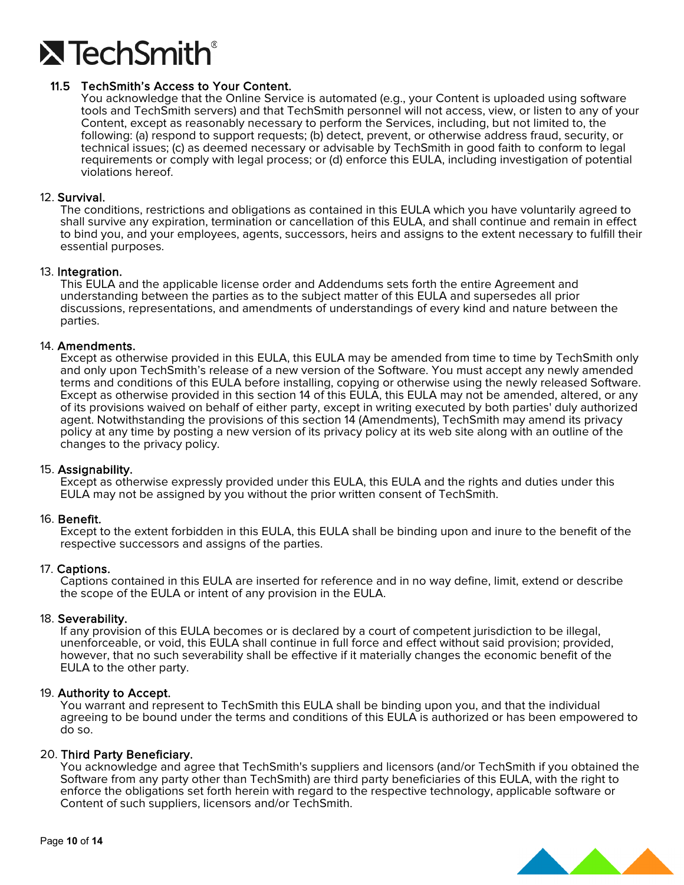### 11.5 TechSmith's Access to Your Content.

You acknowledge that the Online Service is automated (e.g., your Content is uploaded using software tools and TechSmith servers) and that TechSmith personnel will not access, view, or listen to any of your Content, except as reasonably necessary to perform the Services, including, but not limited to, the following: (a) respond to support requests; (b) detect, prevent, or otherwise address fraud, security, or technical issues; (c) as deemed necessary or advisable by TechSmith in good faith to conform to legal requirements or comply with legal process; or (d) enforce this EULA, including investigation of potential violations hereof.

## 12. Survival.

The conditions, restrictions and obligations as contained in this EULA which you have voluntarily agreed to shall survive any expiration, termination or cancellation of this EULA, and shall continue and remain in effect to bind you, and your employees, agents, successors, heirs and assigns to the extent necessary to fulfill their essential purposes.

## 13. Integration.

This EULA and the applicable license order and Addendums sets forth the entire Agreement and understanding between the parties as to the subject matter of this EULA and supersedes all prior discussions, representations, and amendments of understandings of every kind and nature between the parties.

## 14. Amendments.

Except as otherwise provided in this EULA, this EULA may be amended from time to time by TechSmith only and only upon TechSmith's release of a new version of the Software. You must accept any newly amended terms and conditions of this EULA before installing, copying or otherwise using the newly released Software. Except as otherwise provided in this section 14 of this EULA, this EULA may not be amended, altered, or any of its provisions waived on behalf of either party, except in writing executed by both parties' duly authorized agent. Notwithstanding the provisions of this section 14 (Amendments), TechSmith may amend its privacy policy at any time by posting a new version of its privacy policy at its web site along with an outline of the changes to the privacy policy.

## 15. Assignability.

Except as otherwise expressly provided under this EULA, this EULA and the rights and duties under this EULA may not be assigned by you without the prior written consent of TechSmith.

## 16. Benefit.

Except to the extent forbidden in this EULA, this EULA shall be binding upon and inure to the benefit of the respective successors and assigns of the parties.

## 17. Captions.

Captions contained in this EULA are inserted for reference and in no way define, limit, extend or describe the scope of the EULA or intent of any provision in the EULA.

## 18. Severability.

If any provision of this EULA becomes or is declared by a court of competent jurisdiction to be illegal, unenforceable, or void, this EULA shall continue in full force and effect without said provision; provided, however, that no such severability shall be effective if it materially changes the economic benefit of the EULA to the other party.

## 19. Authority to Accept.

You warrant and represent to TechSmith this EULA shall be binding upon you, and that the individual agreeing to be bound under the terms and conditions of this EULA is authorized or has been empowered to do so.

## 20. Third Party Beneficiary.

You acknowledge and agree that TechSmith's suppliers and licensors (and/or TechSmith if you obtained the Software from any party other than TechSmith) are third party beneficiaries of this EULA, with the right to enforce the obligations set forth herein with regard to the respective technology, applicable software or Content of such suppliers, licensors and/or TechSmith.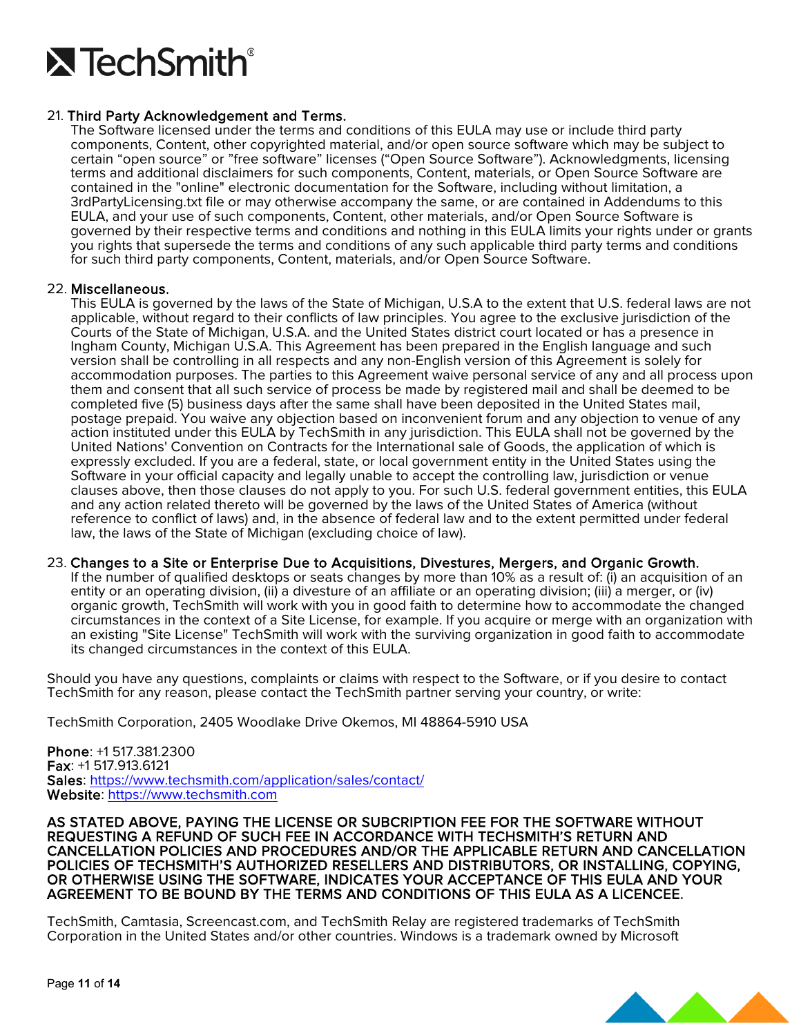21. **Third Party Acknowledgement and Terms.**
    The Software licensed under the terms and conditions of this EULA may use or include third party components, Content, other copyrighted material, and/or open source software which may be subject to certain “open source” or ”free software” licenses (“Open Source Software”). Acknowledgments, licensing terms and additional disclaimers for such components, Content, materials, or Open Source Software are contained in the "online" electronic documentation for the Software, including without limitation, a 3rdPartyLicensing.txt file or may otherwise accompany the same, or are contained in Addendums to this EULA, and your use of such components, Content, other materials, and/or Open Source Software is governed by their respective terms and conditions and nothing in this EULA limits your rights under or grants you rights that supersede the terms and conditions of any such applicable third party terms and conditions for such third party components, Content, materials, and/or Open Source Software.

22. **Miscellaneous.**
    This EULA is governed by the laws of the State of Michigan, U.S.A to the extent that U.S. federal laws are not applicable, without regard to their conflicts of law principles. You agree to the exclusive jurisdiction of the Courts of the State of Michigan, U.S.A. and the United States district court located or has a presence in Ingham County, Michigan U.S.A. This Agreement has been prepared in the English language and such version shall be controlling in all respects and any non-English version of this Agreement is solely for accommodation purposes. The parties to this Agreement waive personal service of any and all process upon them and consent that all such service of process be made by registered mail and shall be deemed to be completed five (5) business days after the same shall have been deposited in the United States mail, postage prepaid. You waive any objection based on inconvenient forum and any objection to venue of any action instituted under this EULA by TechSmith in any jurisdiction. This EULA shall not be governed by the United Nations' Convention on Contracts for the International sale of Goods, the application of which is expressly excluded. If you are a federal, state, or local government entity in the United States using the Software in your official capacity and legally unable to accept the controlling law, jurisdiction or venue clauses above, then those clauses do not apply to you. For such U.S. federal government entities, this EULA and any action related thereto will be governed by the laws of the United States of America (without reference to conflict of laws) and, in the absence of federal law and to the extent permitted under federal law, the laws of the State of Michigan (excluding choice of law).

23. **Changes to a Site or Enterprise Due to Acquisitions, Divestures, Mergers, and Organic Growth.**
    If the number of qualified desktops or seats changes by more than 10% as a result of: (i) an acquisition of an entity or an operating division, (ii) a divesture of an affiliate or an operating division; (iii) a merger, or (iv) organic growth, TechSmith will work with you in good faith to determine how to accommodate the changed circumstances in the context of a Site License, for example. If you acquire or merge with an organization with an existing "Site License" TechSmith will work with the surviving organization in good faith to accommodate its changed circumstances in the context of this EULA.

Should you have any questions, complaints or claims with respect to the Software, or if you desire to contact TechSmith for any reason, please contact the TechSmith partner serving your country, or write:

TechSmith Corporation, 2405 Woodlake Drive Okemos, MI 48864-5910 USA

**Phone**: +1 517.381.2300
**Fax**: +1 517.913.6121
**Sales**: https://www.techsmith.com/application/sales/contact/
**Website**: https://www.techsmith.com

**AS STATED ABOVE, PAYING THE LICENSE OR SUBCRIPTION FEE FOR THE SOFTWARE WITHOUT REQUESTING A REFUND OF SUCH FEE IN ACCORDANCE WITH TECHSMITH’S RETURN AND CANCELLATION POLICIES AND PROCEDURES AND/OR THE APPLICABLE RETURN AND CANCELLATION POLICIES OF TECHSMITH’S AUTHORIZED RESELLERS AND DISTRIBUTORS, OR INSTALLING, COPYING, OR OTHERWISE USING THE SOFTWARE, INDICATES YOUR ACCEPTANCE OF THIS EULA AND YOUR AGREEMENT TO BE BOUND BY THE TERMS AND CONDITIONS OF THIS EULA AS A LICENCEE.**

TechSmith, Camtasia, Screencast.com, and TechSmith Relay are registered trademarks of TechSmith Corporation in the United States and/or other countries. Windows is a trademark owned by Microsoft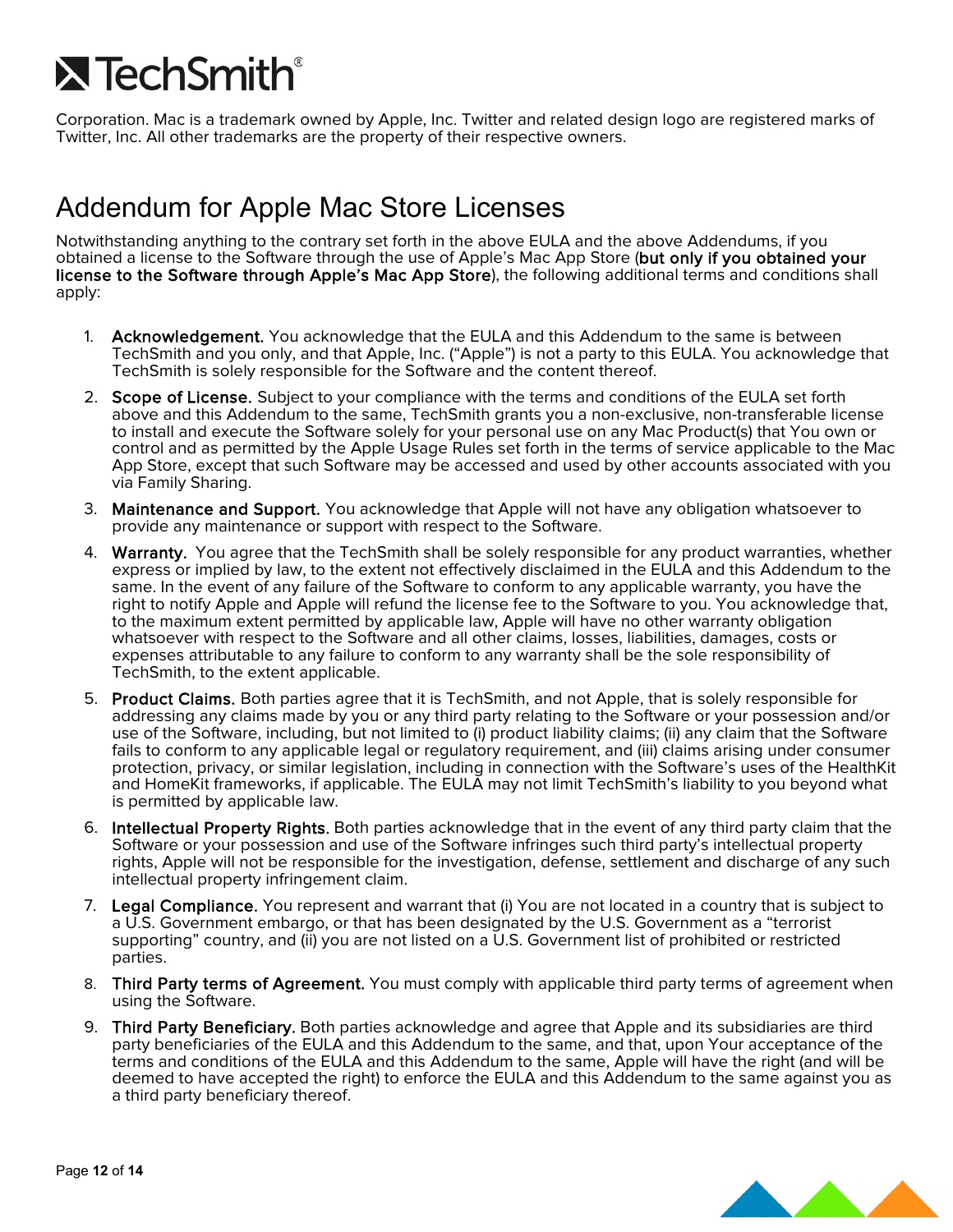Corporation. Mac is a trademark owned by Apple, Inc. Twitter and related design logo are registered marks of Twitter, Inc. All other trademarks are the property of their respective owners.

## Addendum for Apple Mac Store Licenses

Notwithstanding anything to the contrary set forth in the above EULA and the above Addendums, if you obtained a license to the Software through the use of Apple's Mac App Store (**but only if you obtained your license to the Software through Apple's Mac App Store**), the following additional terms and conditions shall apply:

1. **Acknowledgement.** You acknowledge that the EULA and this Addendum to the same is between TechSmith and you only, and that Apple, Inc. ("Apple") is not a party to this EULA. You acknowledge that TechSmith is solely responsible for the Software and the content thereof.
2. **Scope of License.** Subject to your compliance with the terms and conditions of the EULA set forth above and this Addendum to the same, TechSmith grants you a non-exclusive, non-transferable license to install and execute the Software solely for your personal use on any Mac Product(s) that You own or control and as permitted by the Apple Usage Rules set forth in the terms of service applicable to the Mac App Store, except that such Software may be accessed and used by other accounts associated with you via Family Sharing.
3. **Maintenance and Support.** You acknowledge that Apple will not have any obligation whatsoever to provide any maintenance or support with respect to the Software.
4. **Warranty.** You agree that the TechSmith shall be solely responsible for any product warranties, whether express or implied by law, to the extent not effectively disclaimed in the EULA and this Addendum to the same. In the event of any failure of the Software to conform to any applicable warranty, you have the right to notify Apple and Apple will refund the license fee to the Software to you. You acknowledge that, to the maximum extent permitted by applicable law, Apple will have no other warranty obligation whatsoever with respect to the Software and all other claims, losses, liabilities, damages, costs or expenses attributable to any failure to conform to any warranty shall be the sole responsibility of TechSmith, to the extent applicable.
5. **Product Claims.** Both parties agree that it is TechSmith, and not Apple, that is solely responsible for addressing any claims made by you or any third party relating to the Software or your possession and/or use of the Software, including, but not limited to (i) product liability claims; (ii) any claim that the Software fails to conform to any applicable legal or regulatory requirement, and (iii) claims arising under consumer protection, privacy, or similar legislation, including in connection with the Software's uses of the HealthKit and HomeKit frameworks, if applicable. The EULA may not limit TechSmith's liability to you beyond what is permitted by applicable law.
6. **Intellectual Property Rights.** Both parties acknowledge that in the event of any third party claim that the Software or your possession and use of the Software infringes such third party's intellectual property rights, Apple will not be responsible for the investigation, defense, settlement and discharge of any such intellectual property infringement claim.
7. **Legal Compliance.** You represent and warrant that (i) You are not located in a country that is subject to a U.S. Government embargo, or that has been designated by the U.S. Government as a "terrorist supporting" country, and (ii) you are not listed on a U.S. Government list of prohibited or restricted parties.
8. **Third Party terms of Agreement.** You must comply with applicable third party terms of agreement when using the Software.
9. **Third Party Beneficiary.** Both parties acknowledge and agree that Apple and its subsidiaries are third party beneficiaries of the EULA and this Addendum to the same, and that, upon Your acceptance of the terms and conditions of the EULA and this Addendum to the same, Apple will have the right (and will be deemed to have accepted the right) to enforce the EULA and this Addendum to the same against you as a third party beneficiary thereof.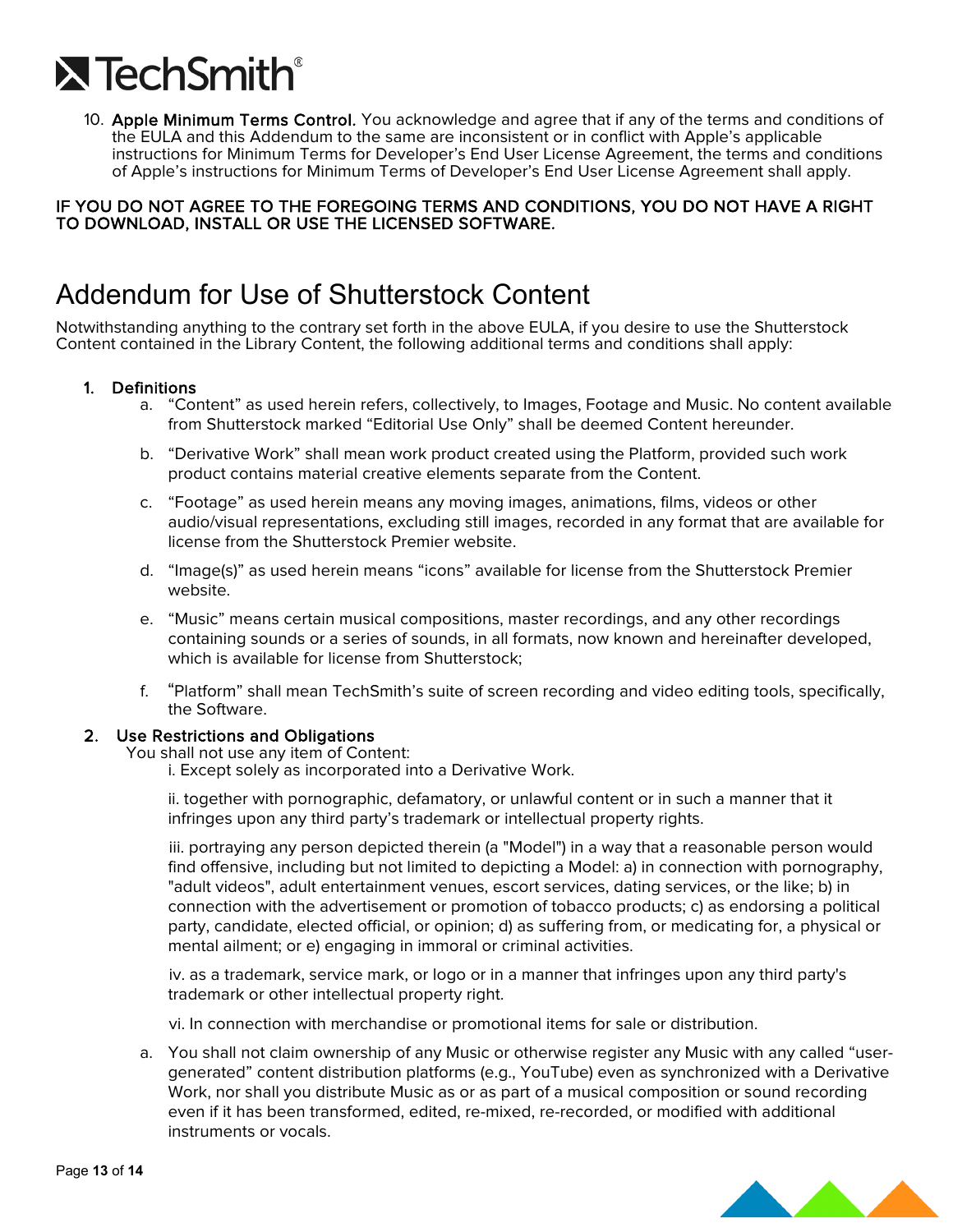10. **Apple Minimum Terms Control.** You acknowledge and agree that if any of the terms and conditions of the EULA and this Addendum to the same are inconsistent or in conflict with Apple's applicable instructions for Minimum Terms for Developer's End User License Agreement, the terms and conditions of Apple's instructions for Minimum Terms of Developer's End User License Agreement shall apply.

**IF YOU DO NOT AGREE TO THE FOREGOING TERMS AND CONDITIONS, YOU DO NOT HAVE A RIGHT TO DOWNLOAD, INSTALL OR USE THE LICENSED SOFTWARE.**

# Addendum for Use of Shutterstock Content

Notwithstanding anything to the contrary set forth in the above EULA, if you desire to use the Shutterstock Content contained in the Library Content, the following additional terms and conditions shall apply:

1. **Definitions**
   a. "Content" as used herein refers, collectively, to Images, Footage and Music. No content available from Shutterstock marked "Editorial Use Only" shall be deemed Content hereunder.

   b. "Derivative Work" shall mean work product created using the Platform, provided such work product contains material creative elements separate from the Content.

   c. "Footage" as used herein means any moving images, animations, films, videos or other audio/visual representations, excluding still images, recorded in any format that are available for license from the Shutterstock Premier website.

   d. "Image(s)" as used herein means "icons" available for license from the Shutterstock Premier website.

   e. "Music" means certain musical compositions, master recordings, and any other recordings containing sounds or a series of sounds, in all formats, now known and hereinafter developed, which is available for license from Shutterstock;

   f. "Platform" shall mean TechSmith's suite of screen recording and video editing tools, specifically, the Software.

2. **Use Restrictions and Obligations**
   You shall not use any item of Content:
   i. Except solely as incorporated into a Derivative Work.

   ii. together with pornographic, defamatory, or unlawful content or in such a manner that it infringes upon any third party's trademark or intellectual property rights.

   iii. portraying any person depicted therein (a "Model") in a way that a reasonable person would find offensive, including but not limited to depicting a Model: a) in connection with pornography, "adult videos", adult entertainment venues, escort services, dating services, or the like; b) in connection with the advertisement or promotion of tobacco products; c) as endorsing a political party, candidate, elected official, or opinion; d) as suffering from, or medicating for, a physical or mental ailment; or e) engaging in immoral or criminal activities.

   iv. as a trademark, service mark, or logo or in a manner that infringes upon any third party's trademark or other intellectual property right.

   vi. In connection with merchandise or promotional items for sale or distribution.

   a. You shall not claim ownership of any Music or otherwise register any Music with any called "user-generated" content distribution platforms (e.g., YouTube) even as synchronized with a Derivative Work, nor shall you distribute Music as or as part of a musical composition or sound recording even if it has been transformed, edited, re-mixed, re-recorded, or modified with additional instruments or vocals.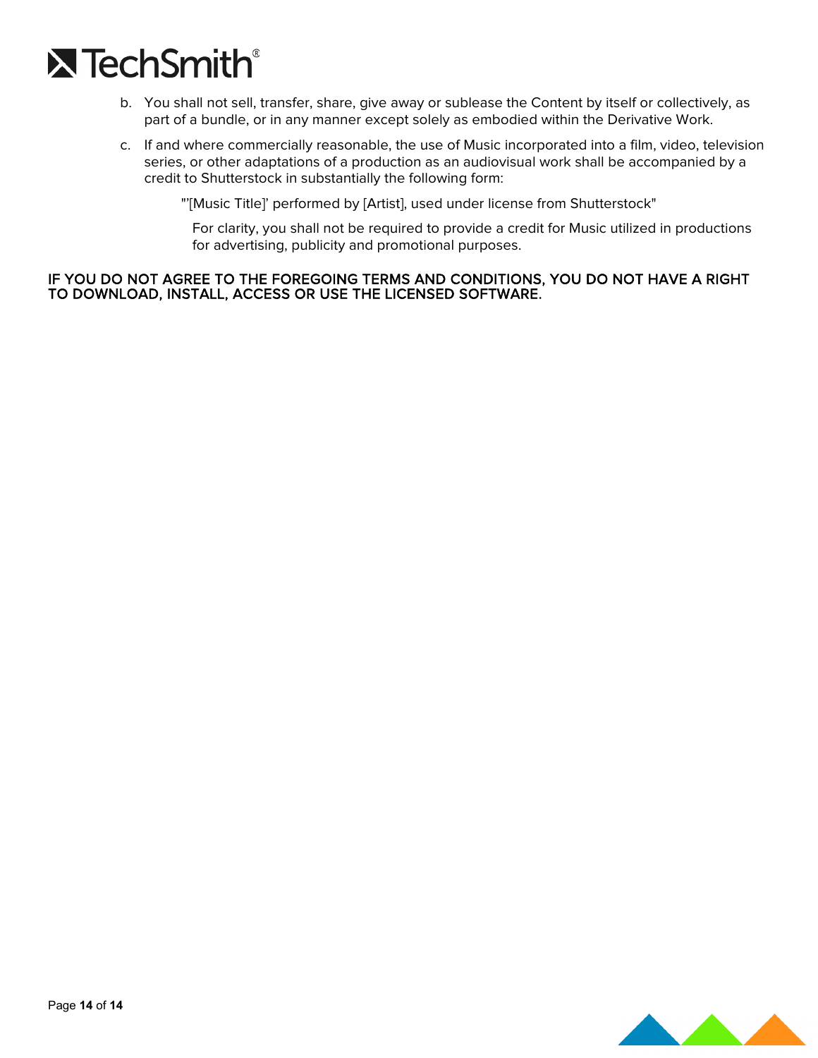b. You shall not sell, transfer, share, give away or sublease the Content by itself or collectively, as part of a bundle, or in any manner except solely as embodied within the Derivative Work.

c. If and where commercially reasonable, the use of Music incorporated into a film, video, television series, or other adaptations of a production as an audiovisual work shall be accompanied by a credit to Shutterstock in substantially the following form:

   "'[Music Title]' performed by [Artist], used under license from Shutterstock"

   For clarity, you shall not be required to provide a credit for Music utilized in productions for advertising, publicity and promotional purposes.

IF YOU DO NOT AGREE TO THE FOREGOING TERMS AND CONDITIONS, YOU DO NOT HAVE A RIGHT TO DOWNLOAD, INSTALL, ACCESS OR USE THE LICENSED SOFTWARE.